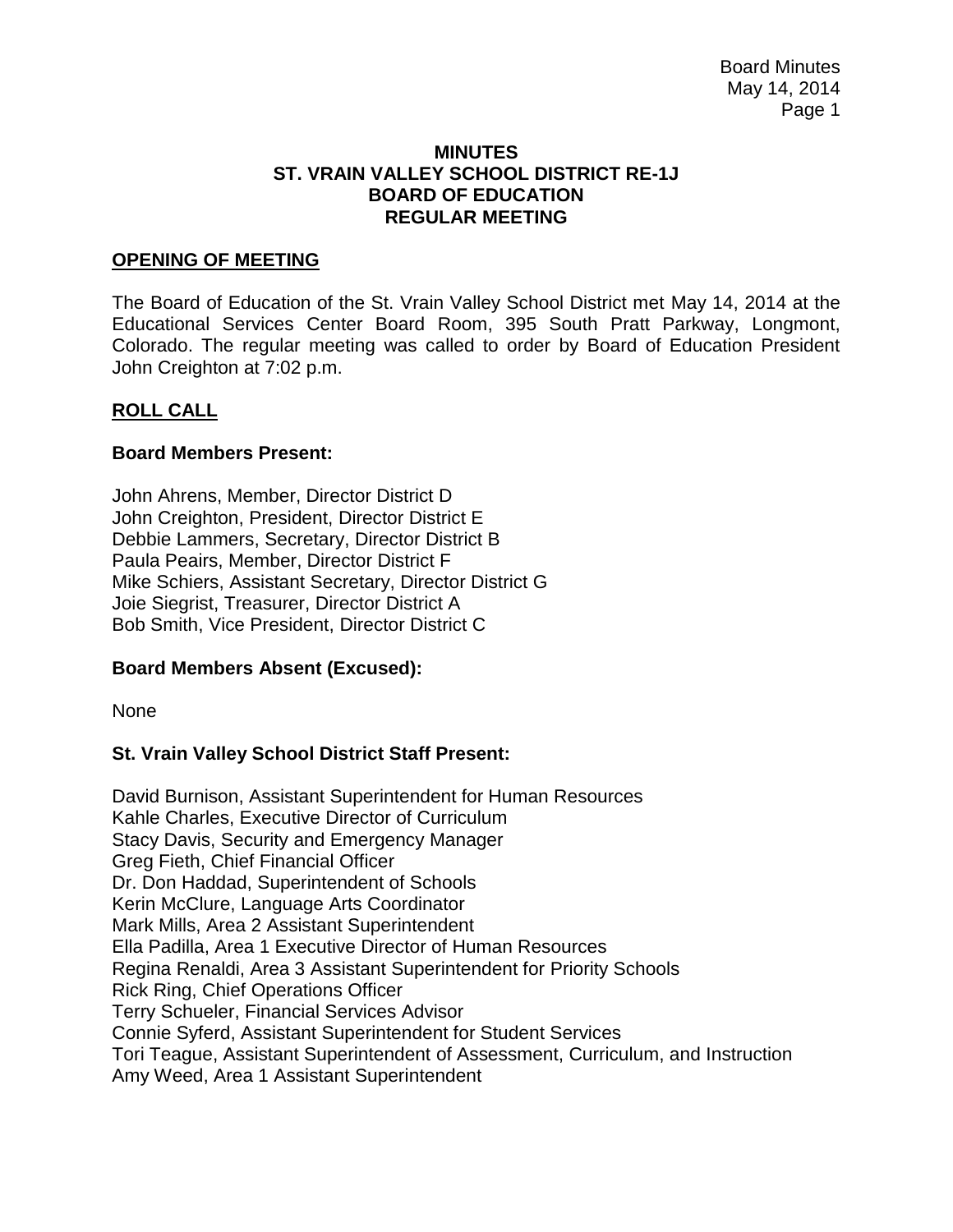# MINUTES
# ST. VRAIN VALLEY SCHOOL DISTRICT RE-1J
# BOARD OF EDUCATION
# REGULAR MEETING

## OPENING OF MEETING

The Board of Education of the St. Vrain Valley School District met May 14, 2014 at the Educational Services Center Board Room, 395 South Pratt Parkway, Longmont, Colorado. The regular meeting was called to order by Board of Education President John Creighton at 7:02 p.m.

## ROLL CALL

### Board Members Present:

John Ahrens, Member, Director District D
John Creighton, President, Director District E
Debbie Lammers, Secretary, Director District B
Paula Peairs, Member, Director District F
Mike Schiers, Assistant Secretary, Director District G
Joie Siegrist, Treasurer, Director District A
Bob Smith, Vice President, Director District C

### Board Members Absent (Excused):

None

### St. Vrain Valley School District Staff Present:

David Burnison, Assistant Superintendent for Human Resources
Kahle Charles, Executive Director of Curriculum
Stacy Davis, Security and Emergency Manager
Greg Fieth, Chief Financial Officer
Dr. Don Haddad, Superintendent of Schools
Kerin McClure, Language Arts Coordinator
Mark Mills, Area 2 Assistant Superintendent
Ella Padilla, Area 1 Executive Director of Human Resources
Regina Renaldi, Area 3 Assistant Superintendent for Priority Schools
Rick Ring, Chief Operations Officer
Terry Schueler, Financial Services Advisor
Connie Syferd, Assistant Superintendent for Student Services
Tori Teague, Assistant Superintendent of Assessment, Curriculum, and Instruction
Amy Weed, Area 1 Assistant Superintendent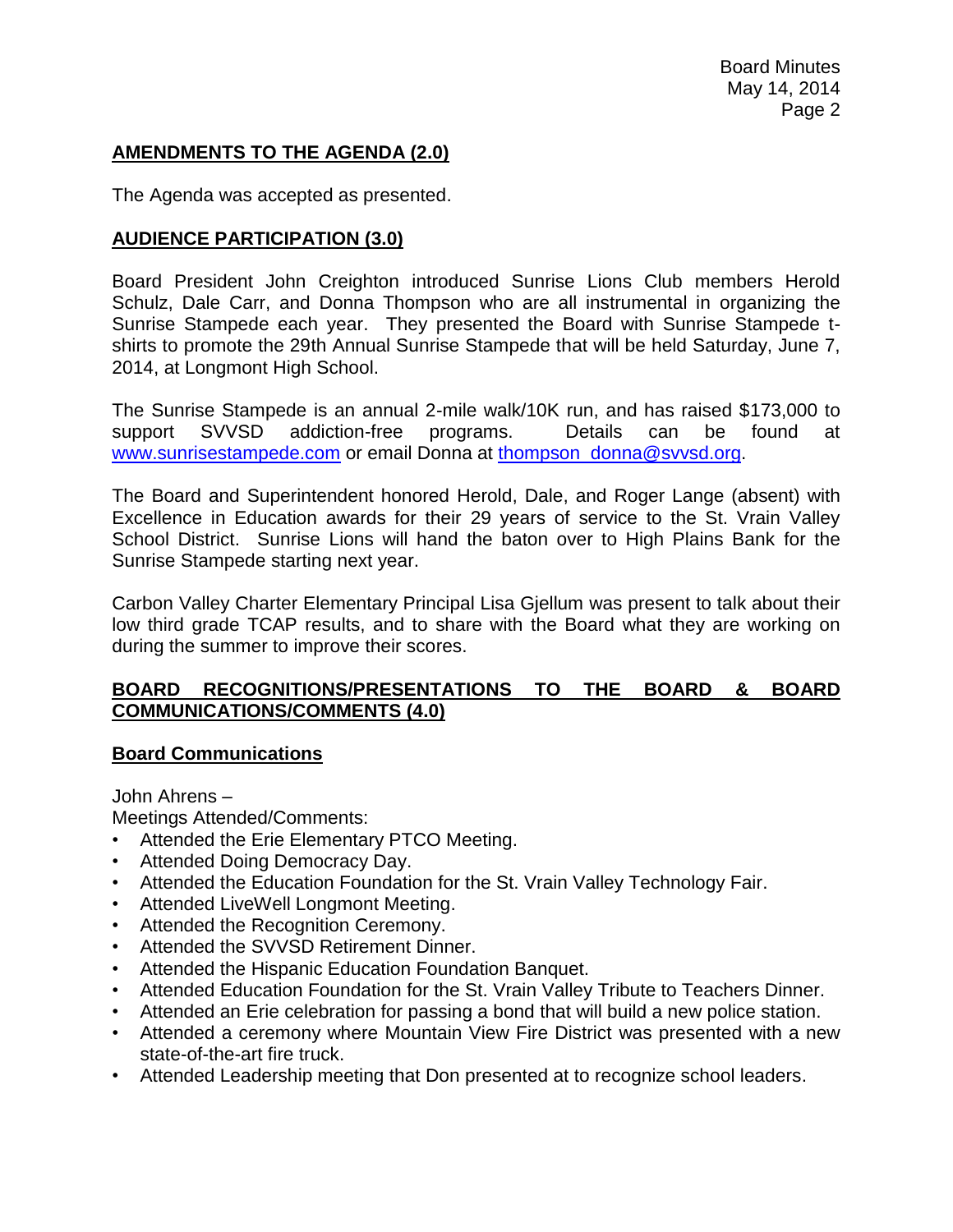## AMENDMENTS TO THE AGENDA (2.0)

The Agenda was accepted as presented.

## AUDIENCE PARTICIPATION (3.0)

Board President John Creighton introduced Sunrise Lions Club members Herold Schulz, Dale Carr, and Donna Thompson who are all instrumental in organizing the Sunrise Stampede each year. They presented the Board with Sunrise Stampede t-shirts to promote the 29th Annual Sunrise Stampede that will be held Saturday, June 7, 2014, at Longmont High School.

The Sunrise Stampede is an annual 2-mile walk/10K run, and has raised $173,000 to support SVVSD addiction-free programs. Details can be found at www.sunrisestampede.com or email Donna at thompson_donna@svvsd.org.

The Board and Superintendent honored Herold, Dale, and Roger Lange (absent) with Excellence in Education awards for their 29 years of service to the St. Vrain Valley School District. Sunrise Lions will hand the baton over to High Plains Bank for the Sunrise Stampede starting next year.

Carbon Valley Charter Elementary Principal Lisa Gjellum was present to talk about their low third grade TCAP results, and to share with the Board what they are working on during the summer to improve their scores.

## BOARD RECOGNITIONS/PRESENTATIONS TO THE BOARD & BOARD COMMUNICATIONS/COMMENTS (4.0)

### Board Communications

John Ahrens –

Meetings Attended/Comments:

- Attended the Erie Elementary PTCO Meeting.
- Attended Doing Democracy Day.
- Attended the Education Foundation for the St. Vrain Valley Technology Fair.
- Attended LiveWell Longmont Meeting.
- Attended the Recognition Ceremony.
- Attended the SVVSD Retirement Dinner.
- Attended the Hispanic Education Foundation Banquet.
- Attended Education Foundation for the St. Vrain Valley Tribute to Teachers Dinner.
- Attended an Erie celebration for passing a bond that will build a new police station.
- Attended a ceremony where Mountain View Fire District was presented with a new state-of-the-art fire truck.
- Attended Leadership meeting that Don presented at to recognize school leaders.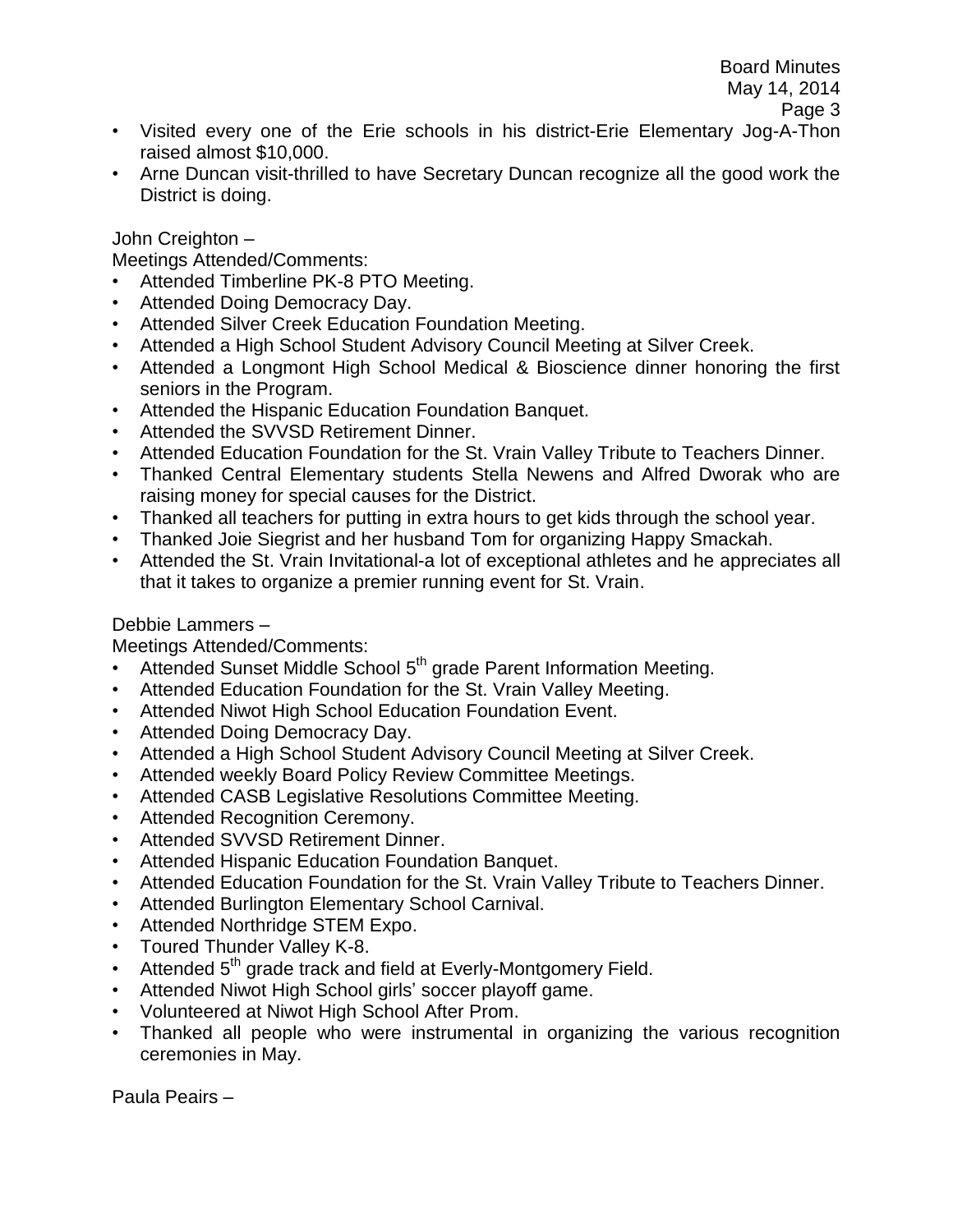- Visited every one of the Erie schools in his district-Erie Elementary Jog-A-Thon raised almost $10,000.
- Arne Duncan visit-thrilled to have Secretary Duncan recognize all the good work the District is doing.

John Creighton –

Meetings Attended/Comments:

- Attended Timberline PK-8 PTO Meeting.
- Attended Doing Democracy Day.
- Attended Silver Creek Education Foundation Meeting.
- Attended a High School Student Advisory Council Meeting at Silver Creek.
- Attended a Longmont High School Medical & Bioscience dinner honoring the first seniors in the Program.
- Attended the Hispanic Education Foundation Banquet.
- Attended the SVVSD Retirement Dinner.
- Attended Education Foundation for the St. Vrain Valley Tribute to Teachers Dinner.
- Thanked Central Elementary students Stella Newens and Alfred Dworak who are raising money for special causes for the District.
- Thanked all teachers for putting in extra hours to get kids through the school year.
- Thanked Joie Siegrist and her husband Tom for organizing Happy Smackah.
- Attended the St. Vrain Invitational-a lot of exceptional athletes and he appreciates all that it takes to organize a premier running event for St. Vrain.

Debbie Lammers –

Meetings Attended/Comments:

- Attended Sunset Middle School 5th grade Parent Information Meeting.
- Attended Education Foundation for the St. Vrain Valley Meeting.
- Attended Niwot High School Education Foundation Event.
- Attended Doing Democracy Day.
- Attended a High School Student Advisory Council Meeting at Silver Creek.
- Attended weekly Board Policy Review Committee Meetings.
- Attended CASB Legislative Resolutions Committee Meeting.
- Attended Recognition Ceremony.
- Attended SVVSD Retirement Dinner.
- Attended Hispanic Education Foundation Banquet.
- Attended Education Foundation for the St. Vrain Valley Tribute to Teachers Dinner.
- Attended Burlington Elementary School Carnival.
- Attended Northridge STEM Expo.
- Toured Thunder Valley K-8.
- Attended 5th grade track and field at Everly-Montgomery Field.
- Attended Niwot High School girls' soccer playoff game.
- Volunteered at Niwot High School After Prom.
- Thanked all people who were instrumental in organizing the various recognition ceremonies in May.

Paula Peairs –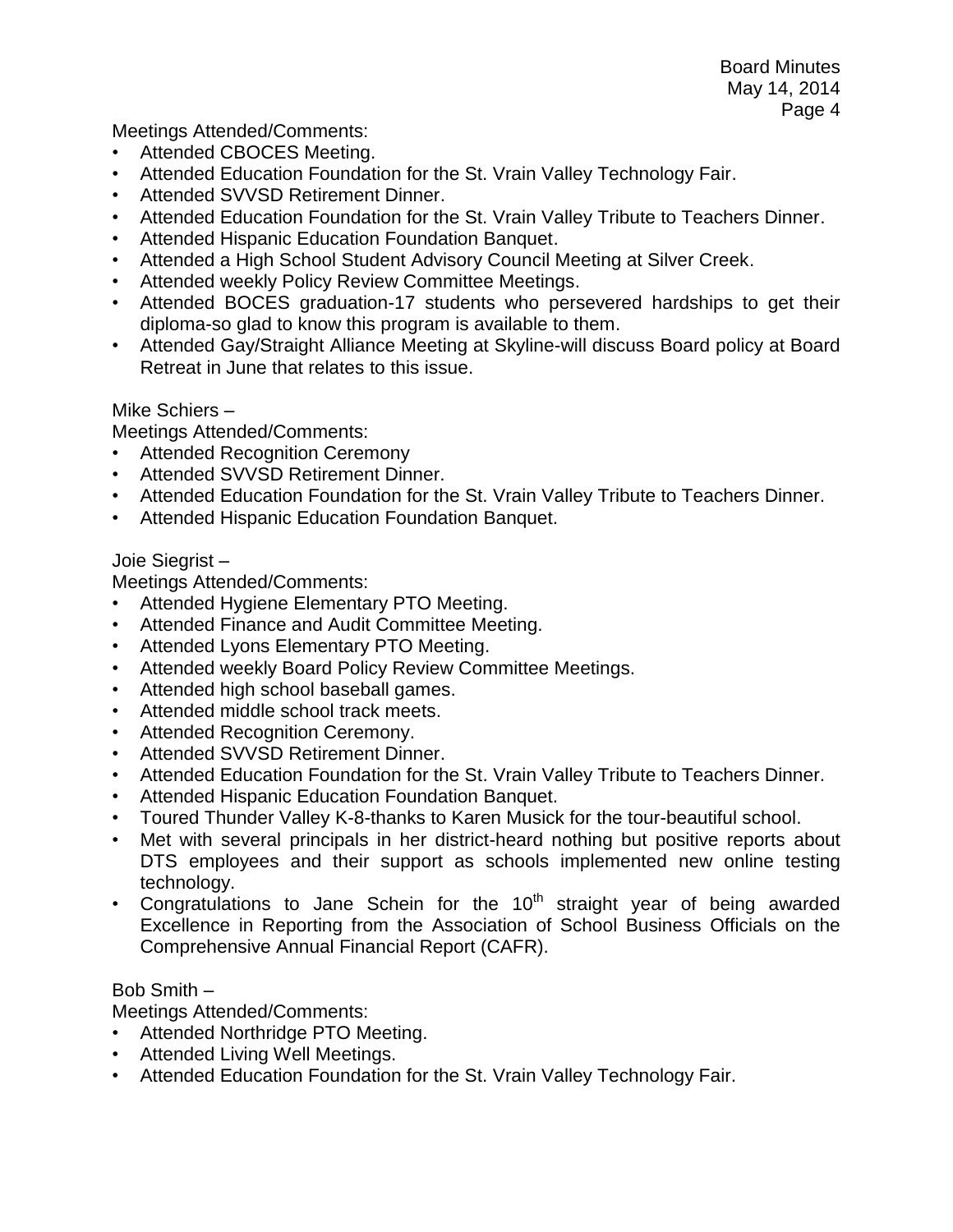Meetings Attended/Comments:

- Attended CBOCES Meeting.
- Attended Education Foundation for the St. Vrain Valley Technology Fair.
- Attended SVVSD Retirement Dinner.
- Attended Education Foundation for the St. Vrain Valley Tribute to Teachers Dinner.
- Attended Hispanic Education Foundation Banquet.
- Attended a High School Student Advisory Council Meeting at Silver Creek.
- Attended weekly Policy Review Committee Meetings.
- Attended BOCES graduation-17 students who persevered hardships to get their diploma-so glad to know this program is available to them.
- Attended Gay/Straight Alliance Meeting at Skyline-will discuss Board policy at Board Retreat in June that relates to this issue.

Mike Schiers –

Meetings Attended/Comments:

- Attended Recognition Ceremony
- Attended SVVSD Retirement Dinner.
- Attended Education Foundation for the St. Vrain Valley Tribute to Teachers Dinner.
- Attended Hispanic Education Foundation Banquet.

Joie Siegrist –

Meetings Attended/Comments:

- Attended Hygiene Elementary PTO Meeting.
- Attended Finance and Audit Committee Meeting.
- Attended Lyons Elementary PTO Meeting.
- Attended weekly Board Policy Review Committee Meetings.
- Attended high school baseball games.
- Attended middle school track meets.
- Attended Recognition Ceremony.
- Attended SVVSD Retirement Dinner.
- Attended Education Foundation for the St. Vrain Valley Tribute to Teachers Dinner.
- Attended Hispanic Education Foundation Banquet.
- Toured Thunder Valley K-8-thanks to Karen Musick for the tour-beautiful school.
- Met with several principals in her district-heard nothing but positive reports about DTS employees and their support as schools implemented new online testing technology.
- Congratulations to Jane Schein for the 10th straight year of being awarded Excellence in Reporting from the Association of School Business Officials on the Comprehensive Annual Financial Report (CAFR).

Bob Smith –

Meetings Attended/Comments:

- Attended Northridge PTO Meeting.
- Attended Living Well Meetings.
- Attended Education Foundation for the St. Vrain Valley Technology Fair.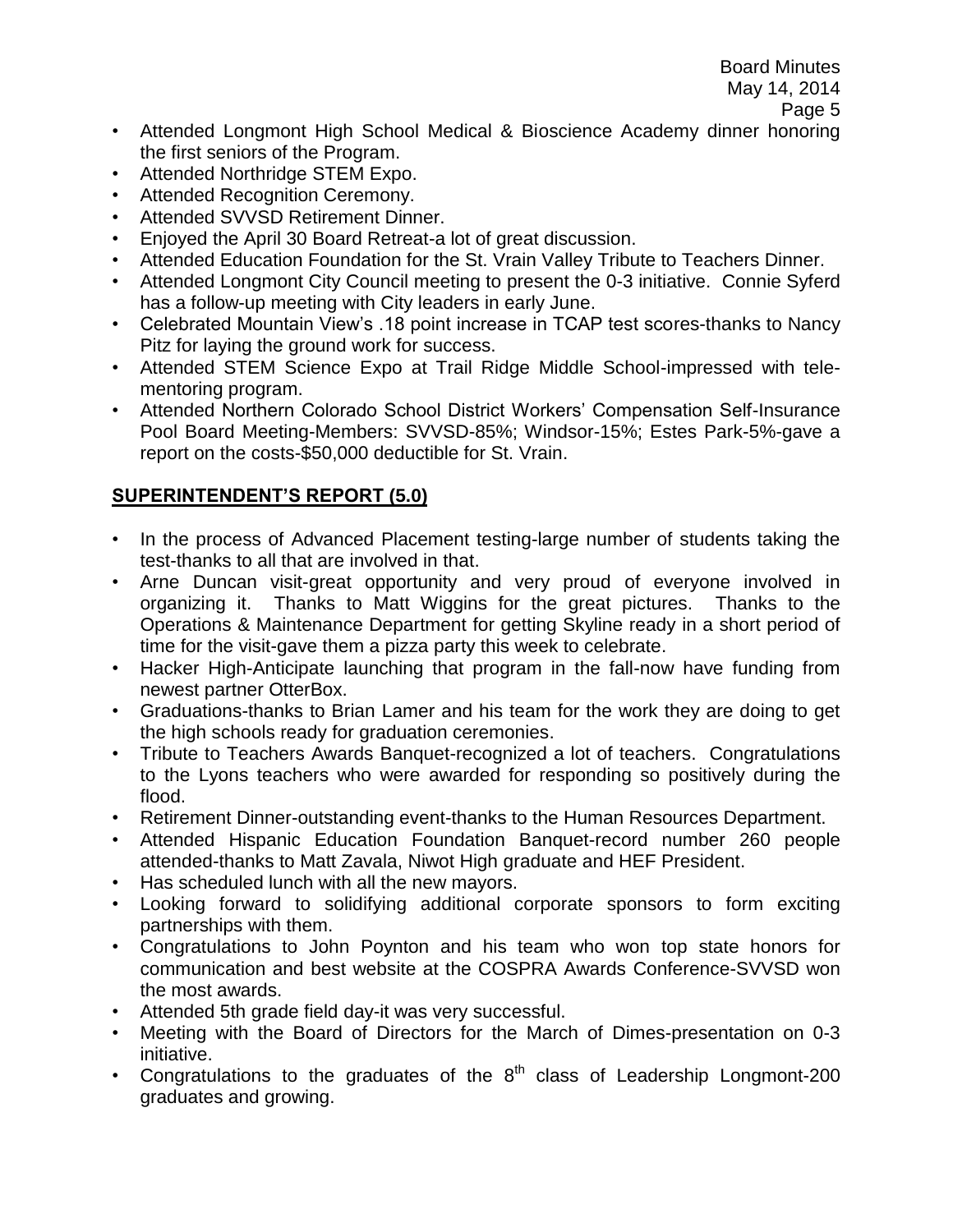- Attended Longmont High School Medical & Bioscience Academy dinner honoring the first seniors of the Program.
- Attended Northridge STEM Expo.
- Attended Recognition Ceremony.
- Attended SVVSD Retirement Dinner.
- Enjoyed the April 30 Board Retreat-a lot of great discussion.
- Attended Education Foundation for the St. Vrain Valley Tribute to Teachers Dinner.
- Attended Longmont City Council meeting to present the 0-3 initiative. Connie Syferd has a follow-up meeting with City leaders in early June.
- Celebrated Mountain View's .18 point increase in TCAP test scores-thanks to Nancy Pitz for laying the ground work for success.
- Attended STEM Science Expo at Trail Ridge Middle School-impressed with tele-mentoring program.
- Attended Northern Colorado School District Workers' Compensation Self-Insurance Pool Board Meeting-Members: SVVSD-85%; Windsor-15%; Estes Park-5%-gave a report on the costs-$50,000 deductible for St. Vrain.

## SUPERINTENDENT'S REPORT (5.0)

- In the process of Advanced Placement testing-large number of students taking the test-thanks to all that are involved in that.
- Arne Duncan visit-great opportunity and very proud of everyone involved in organizing it. Thanks to Matt Wiggins for the great pictures. Thanks to the Operations & Maintenance Department for getting Skyline ready in a short period of time for the visit-gave them a pizza party this week to celebrate.
- Hacker High-Anticipate launching that program in the fall-now have funding from newest partner OtterBox.
- Graduations-thanks to Brian Lamer and his team for the work they are doing to get the high schools ready for graduation ceremonies.
- Tribute to Teachers Awards Banquet-recognized a lot of teachers. Congratulations to the Lyons teachers who were awarded for responding so positively during the flood.
- Retirement Dinner-outstanding event-thanks to the Human Resources Department.
- Attended Hispanic Education Foundation Banquet-record number 260 people attended-thanks to Matt Zavala, Niwot High graduate and HEF President.
- Has scheduled lunch with all the new mayors.
- Looking forward to solidifying additional corporate sponsors to form exciting partnerships with them.
- Congratulations to John Poynton and his team who won top state honors for communication and best website at the COSPRA Awards Conference-SVVSD won the most awards.
- Attended 5th grade field day-it was very successful.
- Meeting with the Board of Directors for the March of Dimes-presentation on 0-3 initiative.
- Congratulations to the graduates of the 8th class of Leadership Longmont-200 graduates and growing.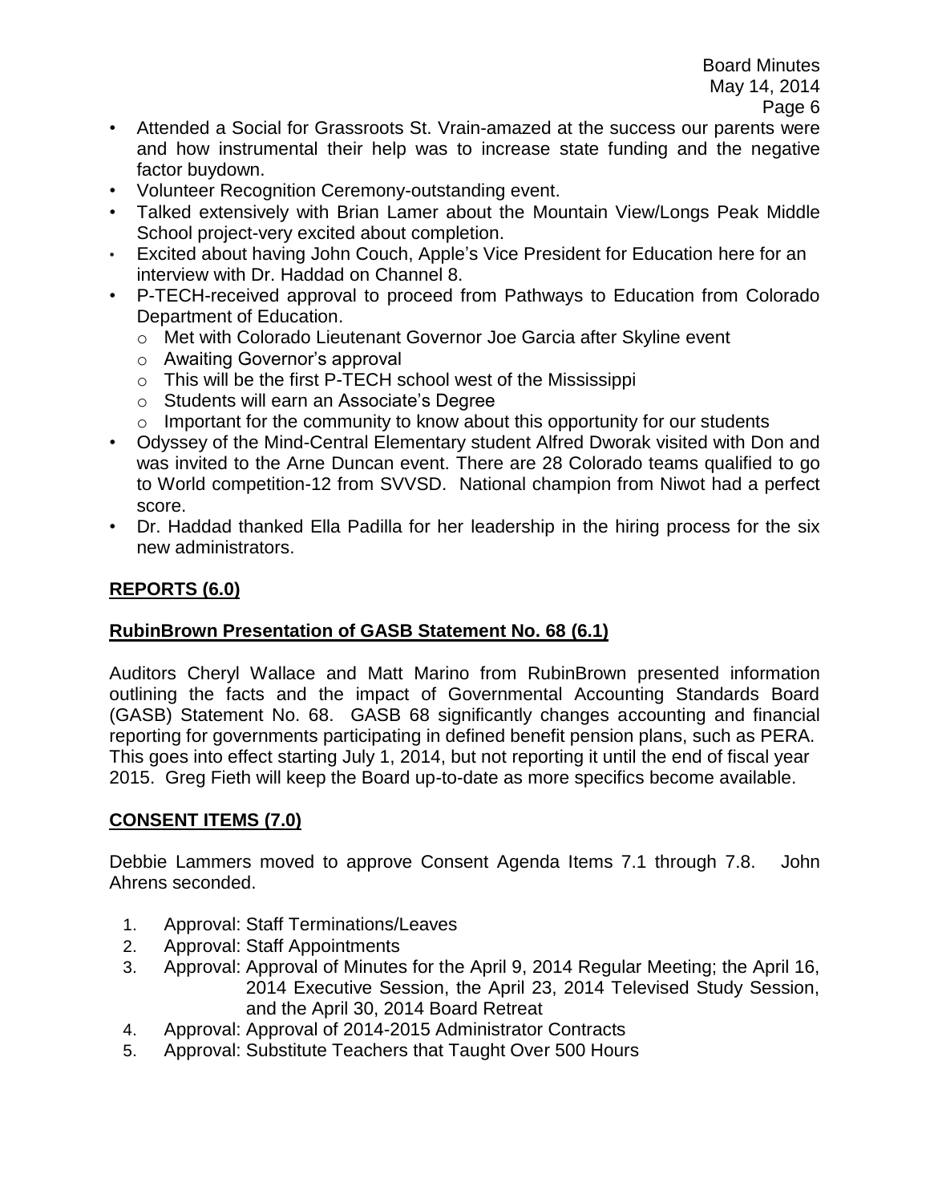- Attended a Social for Grassroots St. Vrain-amazed at the success our parents were and how instrumental their help was to increase state funding and the negative factor buydown.
- Volunteer Recognition Ceremony-outstanding event.
- Talked extensively with Brian Lamer about the Mountain View/Longs Peak Middle School project-very excited about completion.
- Excited about having John Couch, Apple's Vice President for Education here for an interview with Dr. Haddad on Channel 8.
- P-TECH-received approval to proceed from Pathways to Education from Colorado Department of Education.
  - Met with Colorado Lieutenant Governor Joe Garcia after Skyline event
  - Awaiting Governor's approval
  - This will be the first P-TECH school west of the Mississippi
  - Students will earn an Associate's Degree
  - Important for the community to know about this opportunity for our students
- Odyssey of the Mind-Central Elementary student Alfred Dworak visited with Don and was invited to the Arne Duncan event. There are 28 Colorado teams qualified to go to World competition-12 from SVVSD. National champion from Niwot had a perfect score.
- Dr. Haddad thanked Ella Padilla for her leadership in the hiring process for the six new administrators.

## REPORTS (6.0)

### RubinBrown Presentation of GASB Statement No. 68 (6.1)

Auditors Cheryl Wallace and Matt Marino from RubinBrown presented information outlining the facts and the impact of Governmental Accounting Standards Board (GASB) Statement No. 68. GASB 68 significantly changes accounting and financial reporting for governments participating in defined benefit pension plans, such as PERA. This goes into effect starting July 1, 2014, but not reporting it until the end of fiscal year 2015. Greg Fieth will keep the Board up-to-date as more specifics become available.

## CONSENT ITEMS (7.0)

Debbie Lammers moved to approve Consent Agenda Items 7.1 through 7.8. John Ahrens seconded.

1. Approval: Staff Terminations/Leaves
2. Approval: Staff Appointments
3. Approval: Approval of Minutes for the April 9, 2014 Regular Meeting; the April 16, 2014 Executive Session, the April 23, 2014 Televised Study Session, and the April 30, 2014 Board Retreat
4. Approval: Approval of 2014-2015 Administrator Contracts
5. Approval: Substitute Teachers that Taught Over 500 Hours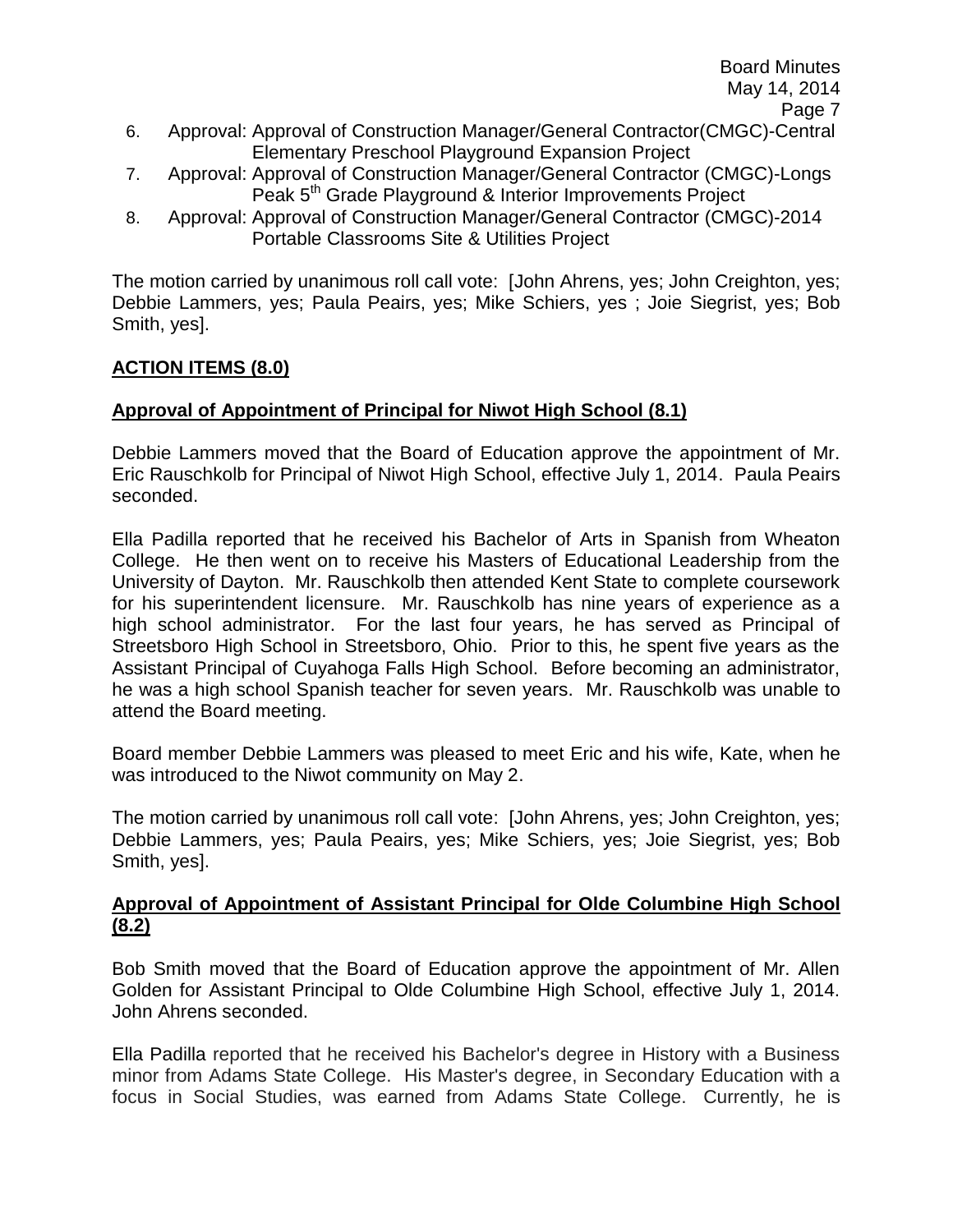6. Approval: Approval of Construction Manager/General Contractor(CMGC)-Central Elementary Preschool Playground Expansion Project
7. Approval: Approval of Construction Manager/General Contractor (CMGC)-Longs Peak 5th Grade Playground & Interior Improvements Project
8. Approval: Approval of Construction Manager/General Contractor (CMGC)-2014 Portable Classrooms Site & Utilities Project

The motion carried by unanimous roll call vote: [John Ahrens, yes; John Creighton, yes; Debbie Lammers, yes; Paula Peairs, yes; Mike Schiers, yes ; Joie Siegrist, yes; Bob Smith, yes].

**ACTION ITEMS (8.0)**

**Approval of Appointment of Principal for Niwot High School (8.1)**

Debbie Lammers moved that the Board of Education approve the appointment of Mr. Eric Rauschkolb for Principal of Niwot High School, effective July 1, 2014. Paula Peairs seconded.

Ella Padilla reported that he received his Bachelor of Arts in Spanish from Wheaton College. He then went on to receive his Masters of Educational Leadership from the University of Dayton. Mr. Rauschkolb then attended Kent State to complete coursework for his superintendent licensure. Mr. Rauschkolb has nine years of experience as a high school administrator. For the last four years, he has served as Principal of Streetsboro High School in Streetsboro, Ohio. Prior to this, he spent five years as the Assistant Principal of Cuyahoga Falls High School. Before becoming an administrator, he was a high school Spanish teacher for seven years. Mr. Rauschkolb was unable to attend the Board meeting.

Board member Debbie Lammers was pleased to meet Eric and his wife, Kate, when he was introduced to the Niwot community on May 2.

The motion carried by unanimous roll call vote: [John Ahrens, yes; John Creighton, yes; Debbie Lammers, yes; Paula Peairs, yes; Mike Schiers, yes; Joie Siegrist, yes; Bob Smith, yes].

**Approval of Appointment of Assistant Principal for Olde Columbine High School (8.2)**

Bob Smith moved that the Board of Education approve the appointment of Mr. Allen Golden for Assistant Principal to Olde Columbine High School, effective July 1, 2014. John Ahrens seconded.

Ella Padilla reported that he received his Bachelor's degree in History with a Business minor from Adams State College. His Master's degree, in Secondary Education with a focus in Social Studies, was earned from Adams State College. Currently, he is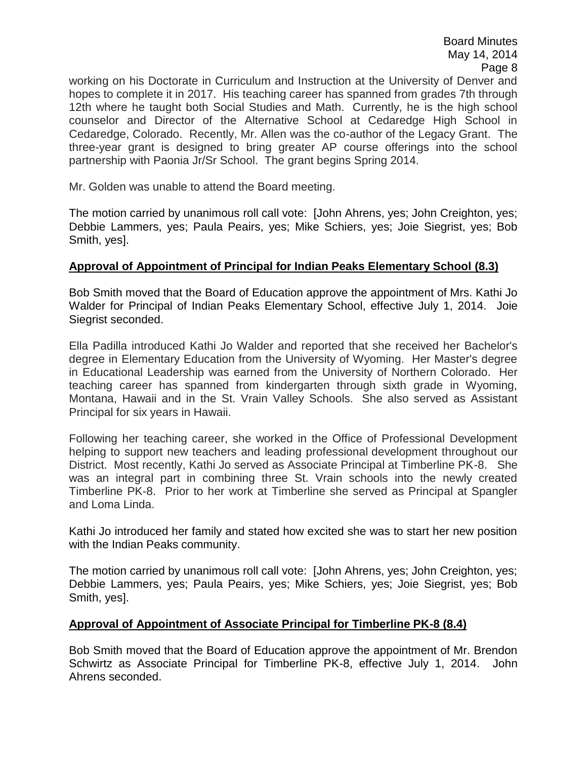working on his Doctorate in Curriculum and Instruction at the University of Denver and hopes to complete it in 2017. His teaching career has spanned from grades 7th through 12th where he taught both Social Studies and Math. Currently, he is the high school counselor and Director of the Alternative School at Cedaredge High School in Cedaredge, Colorado. Recently, Mr. Allen was the co-author of the Legacy Grant. The three-year grant is designed to bring greater AP course offerings into the school partnership with Paonia Jr/Sr School. The grant begins Spring 2014.

Mr. Golden was unable to attend the Board meeting.

The motion carried by unanimous roll call vote: [John Ahrens, yes; John Creighton, yes; Debbie Lammers, yes; Paula Peairs, yes; Mike Schiers, yes; Joie Siegrist, yes; Bob Smith, yes].

**Approval of Appointment of Principal for Indian Peaks Elementary School (8.3)**

Bob Smith moved that the Board of Education approve the appointment of Mrs. Kathi Jo Walder for Principal of Indian Peaks Elementary School, effective July 1, 2014. Joie Siegrist seconded.

Ella Padilla introduced Kathi Jo Walder and reported that she received her Bachelor's degree in Elementary Education from the University of Wyoming. Her Master's degree in Educational Leadership was earned from the University of Northern Colorado. Her teaching career has spanned from kindergarten through sixth grade in Wyoming, Montana, Hawaii and in the St. Vrain Valley Schools. She also served as Assistant Principal for six years in Hawaii.

Following her teaching career, she worked in the Office of Professional Development helping to support new teachers and leading professional development throughout our District. Most recently, Kathi Jo served as Associate Principal at Timberline PK-8. She was an integral part in combining three St. Vrain schools into the newly created Timberline PK-8. Prior to her work at Timberline she served as Principal at Spangler and Loma Linda.

Kathi Jo introduced her family and stated how excited she was to start her new position with the Indian Peaks community.

The motion carried by unanimous roll call vote: [John Ahrens, yes; John Creighton, yes; Debbie Lammers, yes; Paula Peairs, yes; Mike Schiers, yes; Joie Siegrist, yes; Bob Smith, yes].

**Approval of Appointment of Associate Principal for Timberline PK-8 (8.4)**

Bob Smith moved that the Board of Education approve the appointment of Mr. Brendon Schwirtz as Associate Principal for Timberline PK-8, effective July 1, 2014. John Ahrens seconded.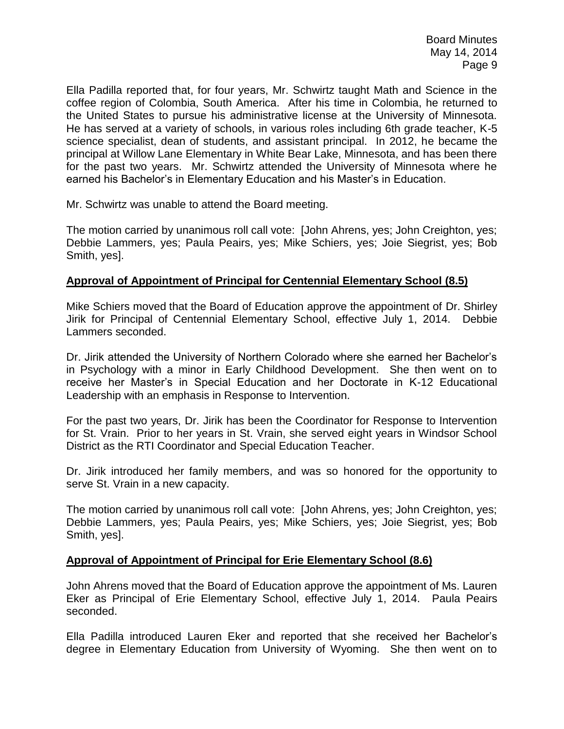Ella Padilla reported that, for four years, Mr. Schwirtz taught Math and Science in the coffee region of Colombia, South America. After his time in Colombia, he returned to the United States to pursue his administrative license at the University of Minnesota. He has served at a variety of schools, in various roles including 6th grade teacher, K-5 science specialist, dean of students, and assistant principal. In 2012, he became the principal at Willow Lane Elementary in White Bear Lake, Minnesota, and has been there for the past two years. Mr. Schwirtz attended the University of Minnesota where he earned his Bachelor's in Elementary Education and his Master's in Education.

Mr. Schwirtz was unable to attend the Board meeting.

The motion carried by unanimous roll call vote: [John Ahrens, yes; John Creighton, yes; Debbie Lammers, yes; Paula Peairs, yes; Mike Schiers, yes; Joie Siegrist, yes; Bob Smith, yes].

**Approval of Appointment of Principal for Centennial Elementary School (8.5)**

Mike Schiers moved that the Board of Education approve the appointment of Dr. Shirley Jirik for Principal of Centennial Elementary School, effective July 1, 2014. Debbie Lammers seconded.

Dr. Jirik attended the University of Northern Colorado where she earned her Bachelor's in Psychology with a minor in Early Childhood Development. She then went on to receive her Master's in Special Education and her Doctorate in K-12 Educational Leadership with an emphasis in Response to Intervention.

For the past two years, Dr. Jirik has been the Coordinator for Response to Intervention for St. Vrain. Prior to her years in St. Vrain, she served eight years in Windsor School District as the RTI Coordinator and Special Education Teacher.

Dr. Jirik introduced her family members, and was so honored for the opportunity to serve St. Vrain in a new capacity.

The motion carried by unanimous roll call vote: [John Ahrens, yes; John Creighton, yes; Debbie Lammers, yes; Paula Peairs, yes; Mike Schiers, yes; Joie Siegrist, yes; Bob Smith, yes].

**Approval of Appointment of Principal for Erie Elementary School (8.6)**

John Ahrens moved that the Board of Education approve the appointment of Ms. Lauren Eker as Principal of Erie Elementary School, effective July 1, 2014. Paula Peairs seconded.

Ella Padilla introduced Lauren Eker and reported that she received her Bachelor's degree in Elementary Education from University of Wyoming. She then went on to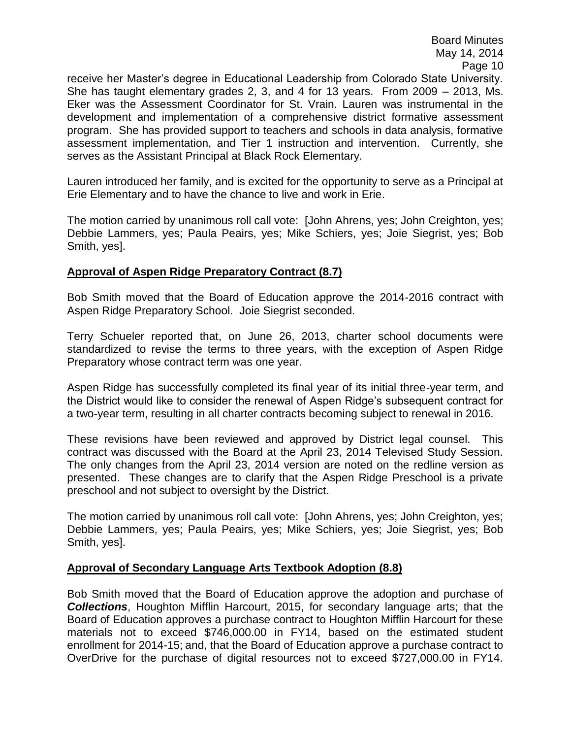receive her Master's degree in Educational Leadership from Colorado State University. She has taught elementary grades 2, 3, and 4 for 13 years. From 2009 – 2013, Ms. Eker was the Assessment Coordinator for St. Vrain. Lauren was instrumental in the development and implementation of a comprehensive district formative assessment program. She has provided support to teachers and schools in data analysis, formative assessment implementation, and Tier 1 instruction and intervention. Currently, she serves as the Assistant Principal at Black Rock Elementary.

Lauren introduced her family, and is excited for the opportunity to serve as a Principal at Erie Elementary and to have the chance to live and work in Erie.

The motion carried by unanimous roll call vote: [John Ahrens, yes; John Creighton, yes; Debbie Lammers, yes; Paula Peairs, yes; Mike Schiers, yes; Joie Siegrist, yes; Bob Smith, yes].

## Approval of Aspen Ridge Preparatory Contract (8.7)

Bob Smith moved that the Board of Education approve the 2014-2016 contract with Aspen Ridge Preparatory School. Joie Siegrist seconded.

Terry Schueler reported that, on June 26, 2013, charter school documents were standardized to revise the terms to three years, with the exception of Aspen Ridge Preparatory whose contract term was one year.

Aspen Ridge has successfully completed its final year of its initial three-year term, and the District would like to consider the renewal of Aspen Ridge's subsequent contract for a two-year term, resulting in all charter contracts becoming subject to renewal in 2016.

These revisions have been reviewed and approved by District legal counsel. This contract was discussed with the Board at the April 23, 2014 Televised Study Session. The only changes from the April 23, 2014 version are noted on the redline version as presented. These changes are to clarify that the Aspen Ridge Preschool is a private preschool and not subject to oversight by the District.

The motion carried by unanimous roll call vote: [John Ahrens, yes; John Creighton, yes; Debbie Lammers, yes; Paula Peairs, yes; Mike Schiers, yes; Joie Siegrist, yes; Bob Smith, yes].

## Approval of Secondary Language Arts Textbook Adoption (8.8)

Bob Smith moved that the Board of Education approve the adoption and purchase of ***Collections***, Houghton Mifflin Harcourt, 2015, for secondary language arts; that the Board of Education approves a purchase contract to Houghton Mifflin Harcourt for these materials not to exceed $746,000.00 in FY14, based on the estimated student enrollment for 2014-15; and, that the Board of Education approve a purchase contract to OverDrive for the purchase of digital resources not to exceed $727,000.00 in FY14.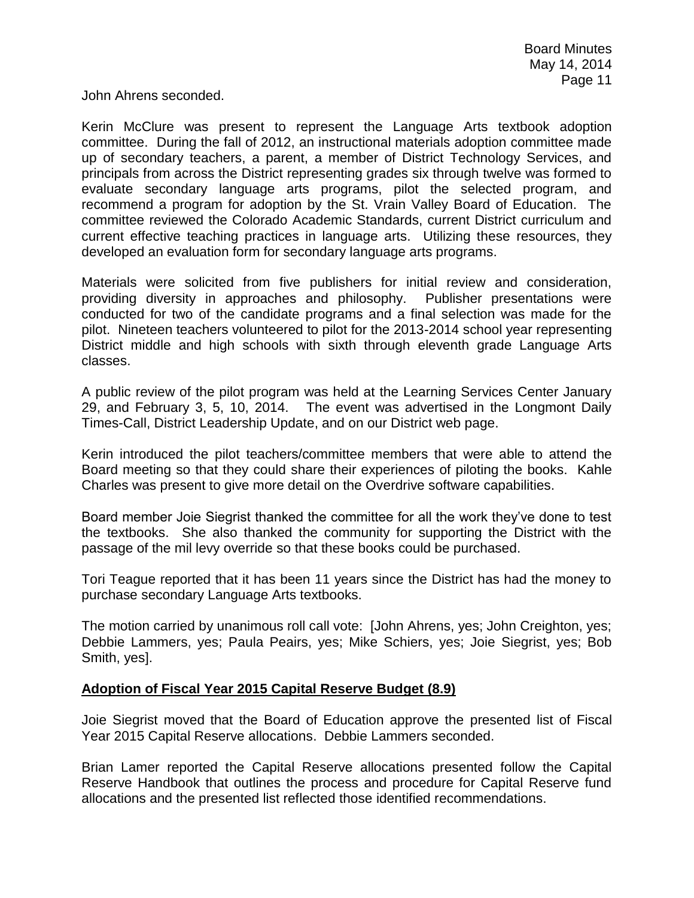John Ahrens seconded.

Kerin McClure was present to represent the Language Arts textbook adoption committee. During the fall of 2012, an instructional materials adoption committee made up of secondary teachers, a parent, a member of District Technology Services, and principals from across the District representing grades six through twelve was formed to evaluate secondary language arts programs, pilot the selected program, and recommend a program for adoption by the St. Vrain Valley Board of Education. The committee reviewed the Colorado Academic Standards, current District curriculum and current effective teaching practices in language arts. Utilizing these resources, they developed an evaluation form for secondary language arts programs.

Materials were solicited from five publishers for initial review and consideration, providing diversity in approaches and philosophy. Publisher presentations were conducted for two of the candidate programs and a final selection was made for the pilot. Nineteen teachers volunteered to pilot for the 2013-2014 school year representing District middle and high schools with sixth through eleventh grade Language Arts classes.

A public review of the pilot program was held at the Learning Services Center January 29, and February 3, 5, 10, 2014. The event was advertised in the Longmont Daily Times-Call, District Leadership Update, and on our District web page.

Kerin introduced the pilot teachers/committee members that were able to attend the Board meeting so that they could share their experiences of piloting the books. Kahle Charles was present to give more detail on the Overdrive software capabilities.

Board member Joie Siegrist thanked the committee for all the work they've done to test the textbooks. She also thanked the community for supporting the District with the passage of the mil levy override so that these books could be purchased.

Tori Teague reported that it has been 11 years since the District has had the money to purchase secondary Language Arts textbooks.

The motion carried by unanimous roll call vote: [John Ahrens, yes; John Creighton, yes; Debbie Lammers, yes; Paula Peairs, yes; Mike Schiers, yes; Joie Siegrist, yes; Bob Smith, yes].

**Adoption of Fiscal Year 2015 Capital Reserve Budget (8.9)**

Joie Siegrist moved that the Board of Education approve the presented list of Fiscal Year 2015 Capital Reserve allocations. Debbie Lammers seconded.

Brian Lamer reported the Capital Reserve allocations presented follow the Capital Reserve Handbook that outlines the process and procedure for Capital Reserve fund allocations and the presented list reflected those identified recommendations.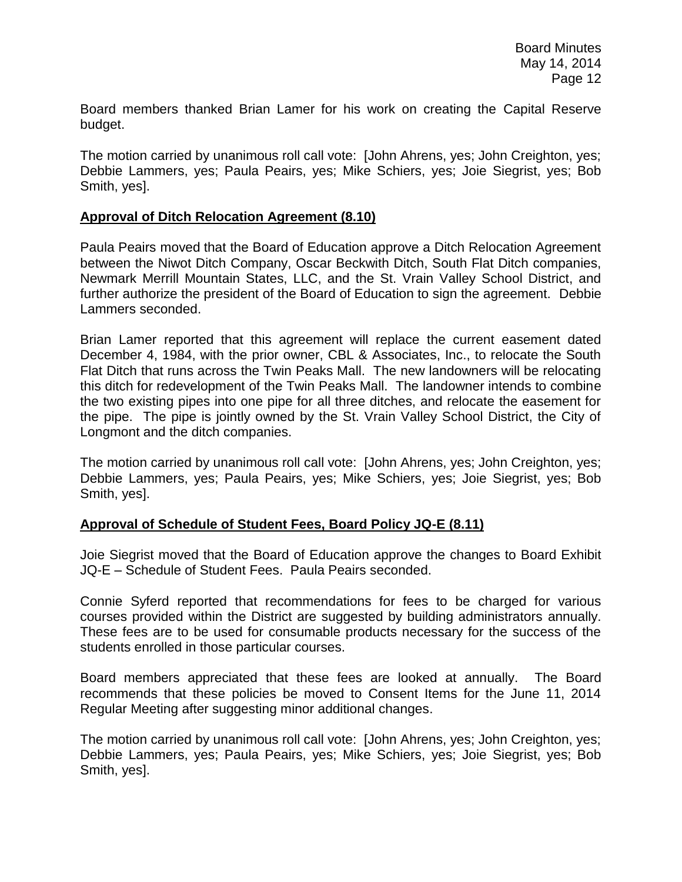Board members thanked Brian Lamer for his work on creating the Capital Reserve budget.

The motion carried by unanimous roll call vote: [John Ahrens, yes; John Creighton, yes; Debbie Lammers, yes; Paula Peairs, yes; Mike Schiers, yes; Joie Siegrist, yes; Bob Smith, yes].

**Approval of Ditch Relocation Agreement (8.10)**

Paula Peairs moved that the Board of Education approve a Ditch Relocation Agreement between the Niwot Ditch Company, Oscar Beckwith Ditch, South Flat Ditch companies, Newmark Merrill Mountain States, LLC, and the St. Vrain Valley School District, and further authorize the president of the Board of Education to sign the agreement. Debbie Lammers seconded.

Brian Lamer reported that this agreement will replace the current easement dated December 4, 1984, with the prior owner, CBL & Associates, Inc., to relocate the South Flat Ditch that runs across the Twin Peaks Mall. The new landowners will be relocating this ditch for redevelopment of the Twin Peaks Mall. The landowner intends to combine the two existing pipes into one pipe for all three ditches, and relocate the easement for the pipe. The pipe is jointly owned by the St. Vrain Valley School District, the City of Longmont and the ditch companies.

The motion carried by unanimous roll call vote: [John Ahrens, yes; John Creighton, yes; Debbie Lammers, yes; Paula Peairs, yes; Mike Schiers, yes; Joie Siegrist, yes; Bob Smith, yes].

**Approval of Schedule of Student Fees, Board Policy JQ-E (8.11)**

Joie Siegrist moved that the Board of Education approve the changes to Board Exhibit JQ-E – Schedule of Student Fees. Paula Peairs seconded.

Connie Syferd reported that recommendations for fees to be charged for various courses provided within the District are suggested by building administrators annually. These fees are to be used for consumable products necessary for the success of the students enrolled in those particular courses.

Board members appreciated that these fees are looked at annually. The Board recommends that these policies be moved to Consent Items for the June 11, 2014 Regular Meeting after suggesting minor additional changes.

The motion carried by unanimous roll call vote: [John Ahrens, yes; John Creighton, yes; Debbie Lammers, yes; Paula Peairs, yes; Mike Schiers, yes; Joie Siegrist, yes; Bob Smith, yes].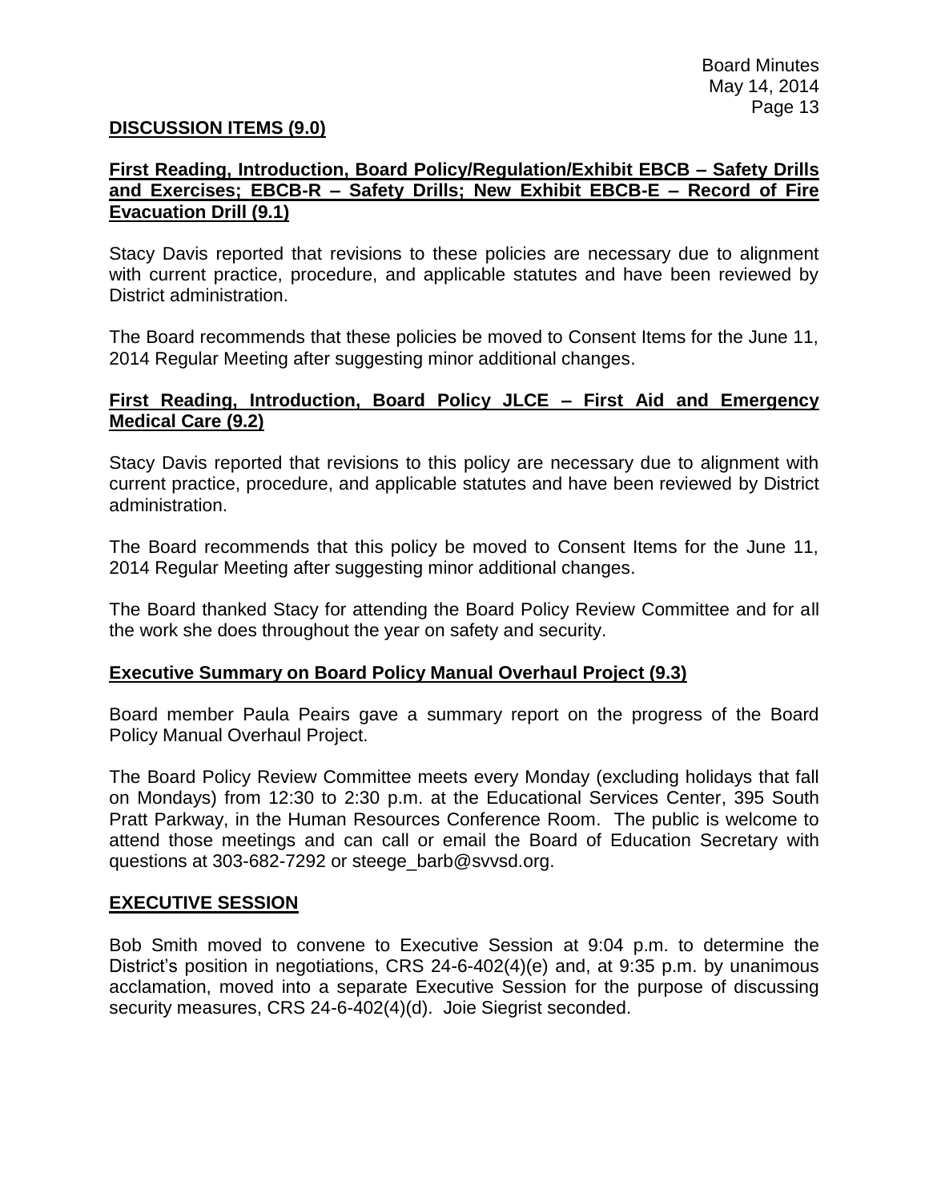## DISCUSSION ITEMS (9.0)

### First Reading, Introduction, Board Policy/Regulation/Exhibit EBCB – Safety Drills and Exercises; EBCB-R – Safety Drills; New Exhibit EBCB-E – Record of Fire Evacuation Drill (9.1)

Stacy Davis reported that revisions to these policies are necessary due to alignment with current practice, procedure, and applicable statutes and have been reviewed by District administration.

The Board recommends that these policies be moved to Consent Items for the June 11, 2014 Regular Meeting after suggesting minor additional changes.

### First Reading, Introduction, Board Policy JLCE – First Aid and Emergency Medical Care (9.2)

Stacy Davis reported that revisions to this policy are necessary due to alignment with current practice, procedure, and applicable statutes and have been reviewed by District administration.

The Board recommends that this policy be moved to Consent Items for the June 11, 2014 Regular Meeting after suggesting minor additional changes.

The Board thanked Stacy for attending the Board Policy Review Committee and for all the work she does throughout the year on safety and security.

### Executive Summary on Board Policy Manual Overhaul Project (9.3)

Board member Paula Peairs gave a summary report on the progress of the Board Policy Manual Overhaul Project.

The Board Policy Review Committee meets every Monday (excluding holidays that fall on Mondays) from 12:30 to 2:30 p.m. at the Educational Services Center, 395 South Pratt Parkway, in the Human Resources Conference Room. The public is welcome to attend those meetings and can call or email the Board of Education Secretary with questions at 303-682-7292 or steege_barb@svvsd.org.

## EXECUTIVE SESSION

Bob Smith moved to convene to Executive Session at 9:04 p.m. to determine the District's position in negotiations, CRS 24-6-402(4)(e) and, at 9:35 p.m. by unanimous acclamation, moved into a separate Executive Session for the purpose of discussing security measures, CRS 24-6-402(4)(d). Joie Siegrist seconded.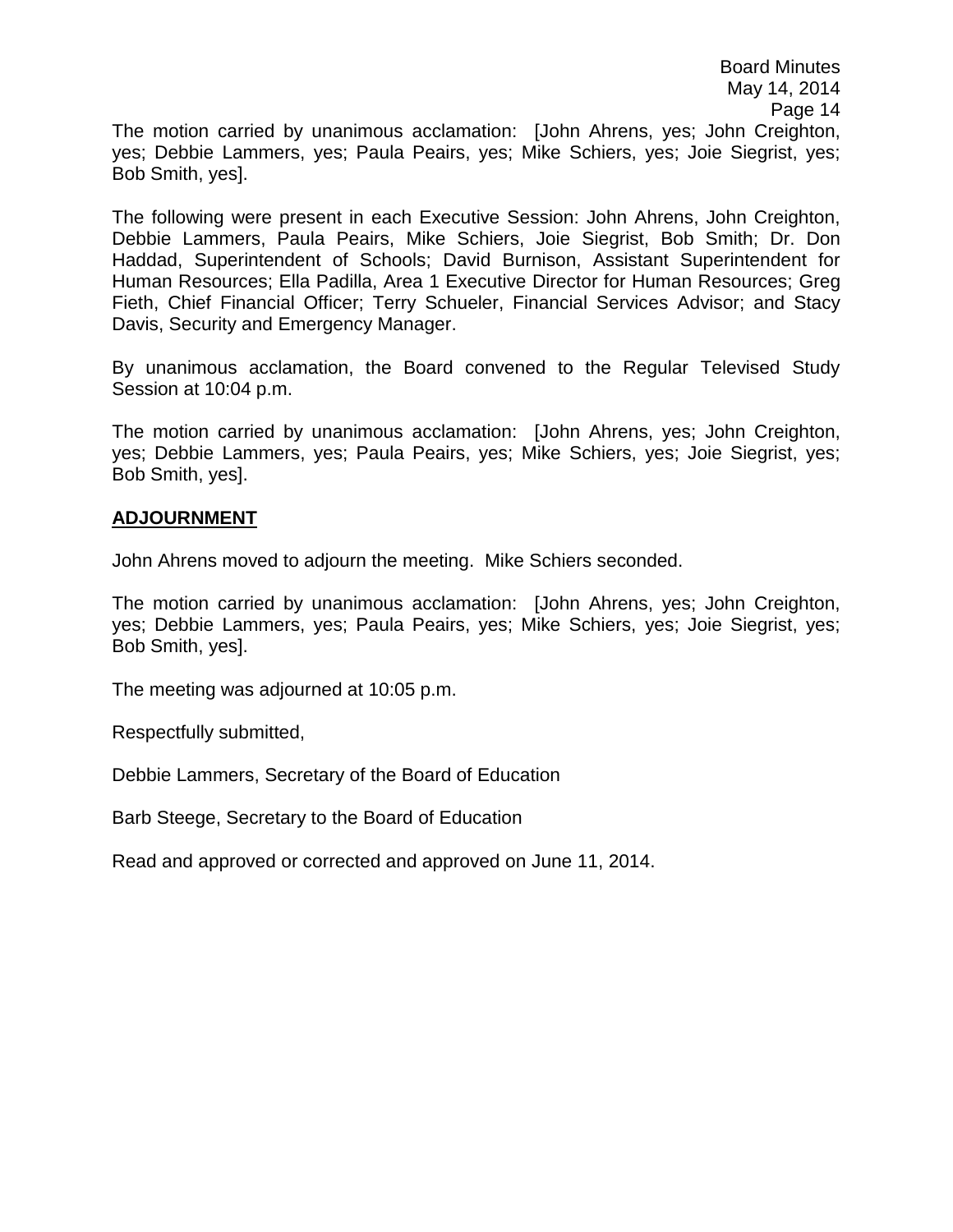The motion carried by unanimous acclamation: [John Ahrens, yes; John Creighton, yes; Debbie Lammers, yes; Paula Peairs, yes; Mike Schiers, yes; Joie Siegrist, yes; Bob Smith, yes].

The following were present in each Executive Session: John Ahrens, John Creighton, Debbie Lammers, Paula Peairs, Mike Schiers, Joie Siegrist, Bob Smith; Dr. Don Haddad, Superintendent of Schools; David Burnison, Assistant Superintendent for Human Resources; Ella Padilla, Area 1 Executive Director for Human Resources; Greg Fieth, Chief Financial Officer; Terry Schueler, Financial Services Advisor; and Stacy Davis, Security and Emergency Manager.

By unanimous acclamation, the Board convened to the Regular Televised Study Session at 10:04 p.m.

The motion carried by unanimous acclamation: [John Ahrens, yes; John Creighton, yes; Debbie Lammers, yes; Paula Peairs, yes; Mike Schiers, yes; Joie Siegrist, yes; Bob Smith, yes].

## ADJOURNMENT

John Ahrens moved to adjourn the meeting. Mike Schiers seconded.

The motion carried by unanimous acclamation: [John Ahrens, yes; John Creighton, yes; Debbie Lammers, yes; Paula Peairs, yes; Mike Schiers, yes; Joie Siegrist, yes; Bob Smith, yes].

The meeting was adjourned at 10:05 p.m.

Respectfully submitted,

Debbie Lammers, Secretary of the Board of Education

Barb Steege, Secretary to the Board of Education

Read and approved or corrected and approved on June 11, 2014.